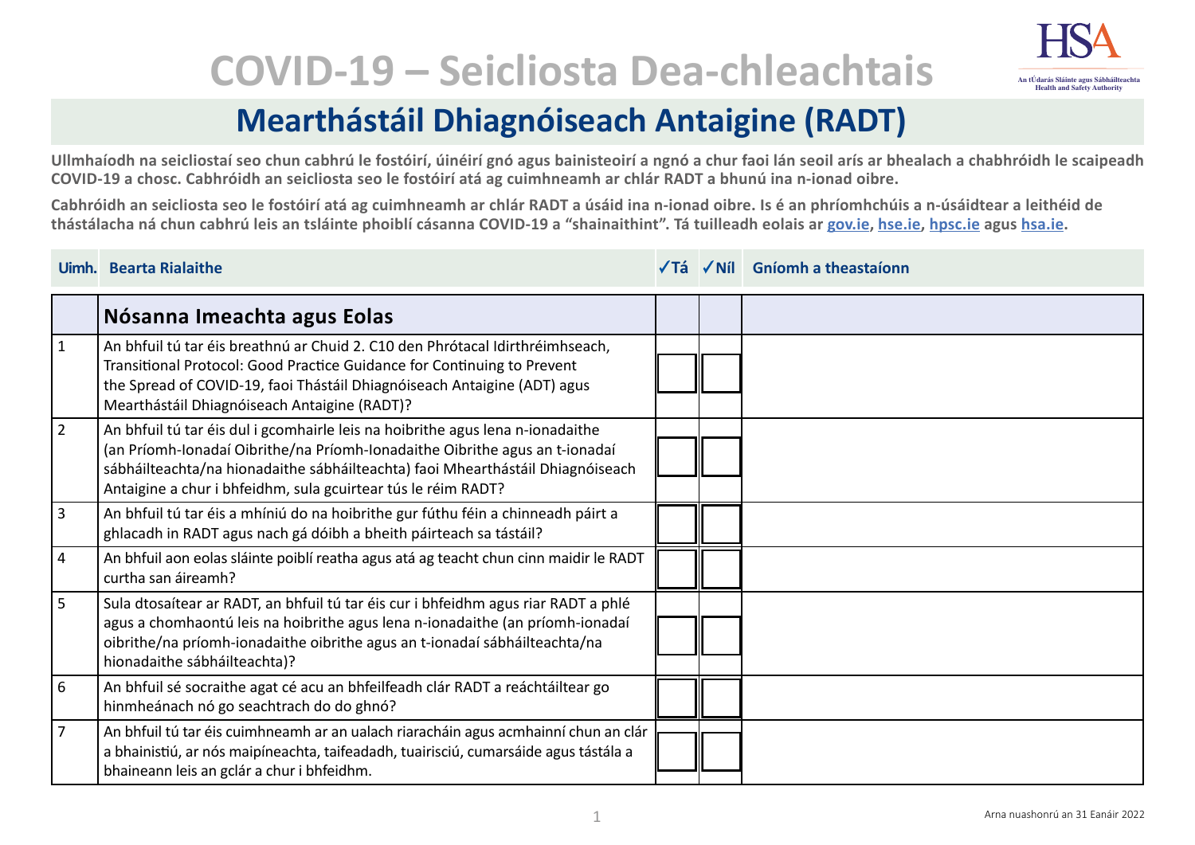# COVID-19 – Seicliosta Dea-chleachtais

## Mearthástáil Dhiagnóiseach Antaigine (RADT)

**Ullmhaíodh na seicliostaí seo chun cabhrú le fostóirí, úinéirí gnó agus bainisteoirí a ngnó a chur faoi lán seoil arís ar bhealach a chabhróidh le scaipeadh COVID-19 a chosc. Cabhróidh an seicliosta seo le fostóirí atá ag cuimhneamh ar chlár RADT a bhunú ina n-ionad oibre.**

**Cabhróidh an seicliosta seo le fostóirí atá ag cuimhneamh ar chlár RADT a úsáid ina n-ionad oibre. Is é an phríomhchúis a n-úsáidtear a leithéid de thástálacha ná chun cabhrú leis an tsláinte phoiblí cásanna COVID-19 a "shainaithint". Tá tuilleadh eolais ar gov.ie, hse.ie, hpsc.ie agus hsa.ie.**

| Uimh. | Bearta Rialaithe | ✓Tá | ✓Níl | Gníomh a theastaíonn |
|---|---|---|---|---|
| | **Nósanna Imeachta agus Eolas** | | | |
| 1 | An bhfuil tú tar éis breathnú ar Chuid 2. C10 den Phrótacal Idirthréimhseach, Transitional Protocol: Good Practice Guidance for Continuing to Prevent the Spread of COVID-19, faoi Thástáil Dhiagnóiseach Antaigine (ADT) agus Mearthástáil Dhiagnóiseach Antaigine (RADT)? | | | |
| 2 | An bhfuil tú tar éis dul i gcomhairle leis na hoibrithe agus lena n-ionadaithe (an Príomh-Ionadaí Oibrithe/na Príomh-Ionadaithe Oibrithe agus an t-ionadaí sábháilteachta/na hionadaithe sábháilteachta) faoi Mhearthástáil Dhiagnóiseach Antaigine a chur i bhfeidhm, sula gcuirtear tús le réim RADT? | | | |
| 3 | An bhfuil tú tar éis a mhíniú do na hoibrithe gur fúthu féin a chinneadh páirt a ghlacadh in RADT agus nach gá dóibh a bheith páirteach sa tástáil? | | | |
| 4 | An bhfuil aon eolas sláinte poiblí reatha agus atá ag teacht chun cinn maidir le RADT curtha san áireamh? | | | |
| 5 | Sula dtosaítear ar RADT, an bhfuil tú tar éis cur i bhfeidhm agus riar RADT a phlé agus a chomhaontú leis na hoibrithe agus lena n-ionadaithe (an príomh-ionadaí oibrithe/na príomh-ionadaithe oibrithe agus an t-ionadaí sábháilteachta/na hionadaithe sábháilteachta)? | | | |
| 6 | An bhfuil sé socraithe agat cé acu an bhfeilfeadh clár RADT a reáchtáiltear go hinmheánach nó go seachtrach do do ghnó? | | | |
| 7 | An bhfuil tú tar éis cuimhneamh ar an ualach riaracháin agus acmhainní chun an clár a bhainistiú, ar nós maipíneachta, taifeadadh, tuairisciú, cumarsáide agus tástála a bhaineann leis an gclár a chur i bhfeidhm. | | | |

Arna nuashonrú an 31 Eanáir 2022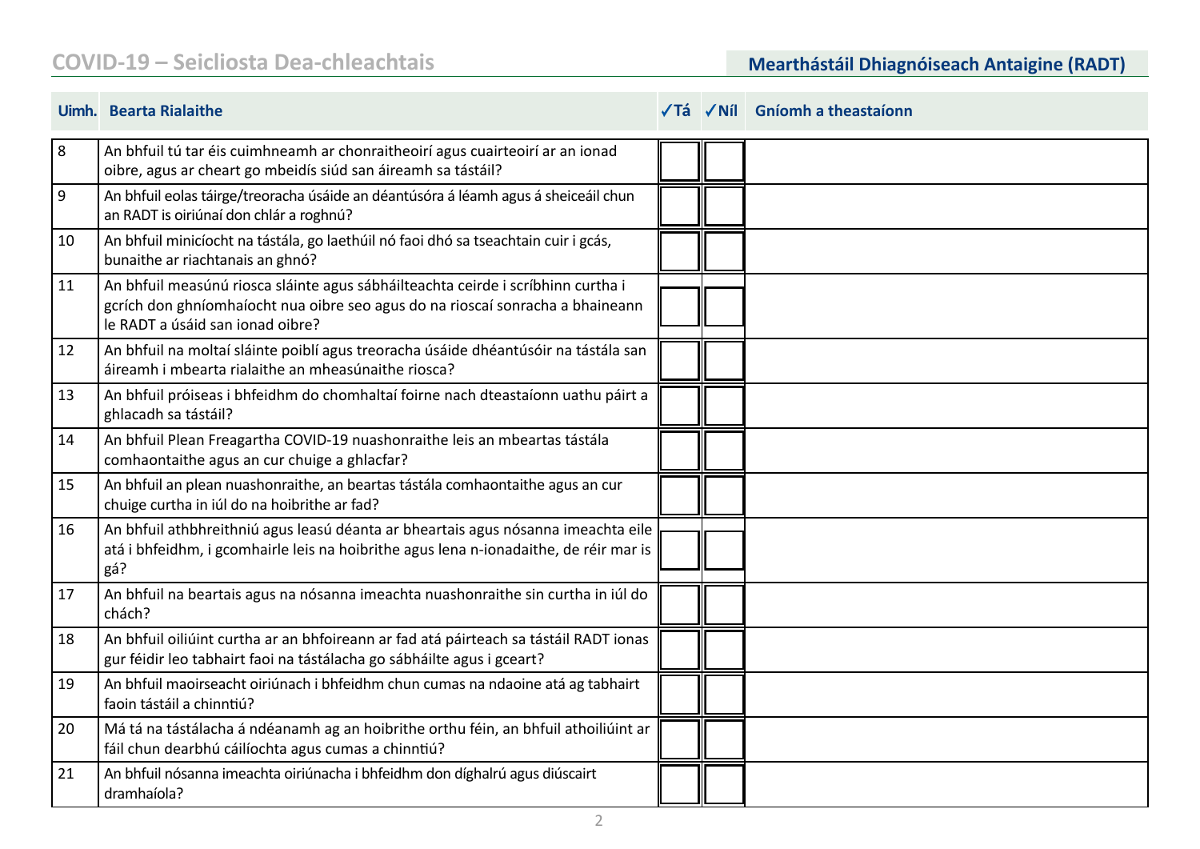| Uimh. | Bearta Rialaithe | ✓Tá | ✓Níl | Gníomh a theastaíonn |
|---|---|---|---|---|
| 8 | An bhfuil tú tar éis cuimhneamh ar chonraitheoirí agus cuairteoirí ar an ionad oibre, agus ar cheart go mbeidís siúd san áireamh sa tástáil? | | | |
| 9 | An bhfuil eolas táirge/treoracha úsáide an déantúsóra á léamh agus á sheiceáil chun an RADT is oiriúnaí don chlár a roghnú? | | | |
| 10 | An bhfuil minicíocht na tástála, go laethúil nó faoi dhó sa tseachtain cuir i gcás, bunaithe ar riachtanais an ghnó? | | | |
| 11 | An bhfuil measúnú riosca sláinte agus sábháilteachta ceirde i scríbhinn curtha i gcrích don ghníomhaíocht nua oibre seo agus do na rioscaí sonracha a bhaineann le RADT a úsáid san ionad oibre? | | | |
| 12 | An bhfuil na moltaí sláinte poiblí agus treoracha úsáide dhéantúsóir na tástála san áireamh i mbearta rialaithe an mheasúnaithe riosca? | | | |
| 13 | An bhfuil próiseas i bhfeidhm do chomhaltaí foirne nach dteastaíonn uathu páirt a ghlacadh sa tástáil? | | | |
| 14 | An bhfuil Plean Freagartha COVID-19 nuashonraithe leis an mbeartas tástála comhaontaithe agus an cur chuige a ghlacfar? | | | |
| 15 | An bhfuil an plean nuashonraithe, an beartas tástála comhaontaithe agus an cur chuige curtha in iúl do na hoibrithe ar fad? | | | |
| 16 | An bhfuil athbhreithniú agus leasú déanta ar bheartais agus nósanna imeachta eile atá i bhfeidhm, i gcomhairle leis na hoibrithe agus lena n-ionadaithe, de réir mar is gá? | | | |
| 17 | An bhfuil na beartais agus na nósanna imeachta nuashonraithe sin curtha in iúl do chách? | | | |
| 18 | An bhfuil oiliúint curtha ar an bhfoireann ar fad atá páirteach sa tástáil RADT ionas gur féidir leo tabhairt faoi na tástálacha go sábháilte agus i gceart? | | | |
| 19 | An bhfuil maoirseacht oiriúnach i bhfeidhm chun cumas na ndaoine atá ag tabhairt faoin tástáil a chinntiú? | | | |
| 20 | Má tá na tástálacha á ndéanamh ag an hoibrithe orthu féin, an bhfuil athoiliúint ar fáil chun dearbhú cáilíochta agus cumas a chinntiú? | | | |
| 21 | An bhfuil nósanna imeachta oiriúnacha i bhfeidhm don díghalrú agus diúscairt dramhaíola? | | | |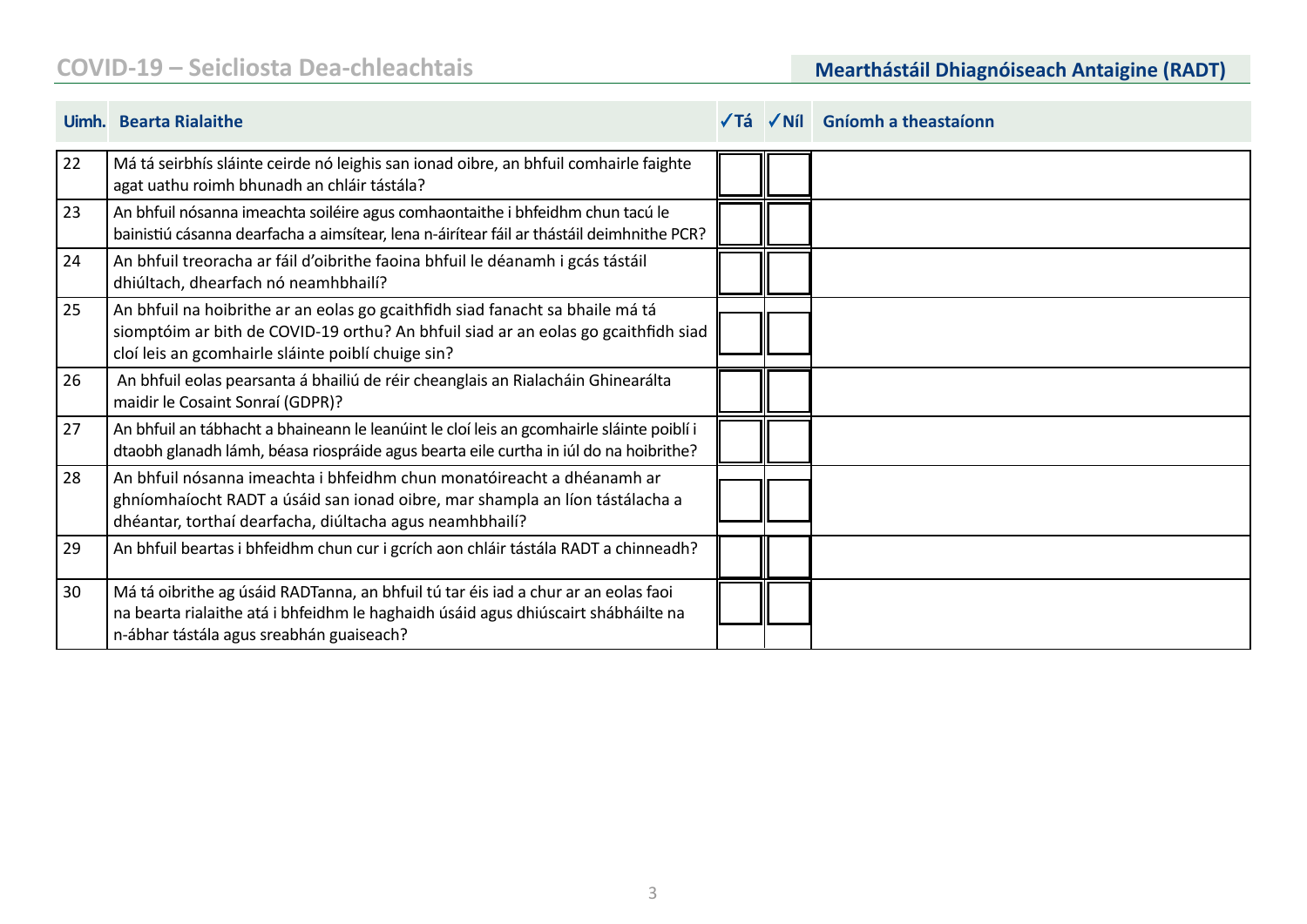| Uimh. | Bearta Rialaithe | ✓Tá | ✓Níl | Gníomh a theastaíonn |
|---|---|---|---|---|
| 22 | Má tá seirbhís sláinte ceirde nó leighis san ionad oibre, an bhfuil comhairle faighte agat uathu roimh bhunadh an chláir tástála? | | | |
| 23 | An bhfuil nósanna imeachta soiléire agus comhaontaithe i bhfeidhm chun tacú le bainistiú cásanna dearfacha a aimsítear, lena n-áirítear fáil ar thástáil deimhnithe PCR? | | | |
| 24 | An bhfuil treoracha ar fáil d'oibrithe faoina bhfuil le déanamh i gcás tástáil dhiúltach, dhearfach nó neamhbhailí? | | | |
| 25 | An bhfuil na hoibrithe ar an eolas go gcaithfidh siad fanacht sa bhaile má tá siomptóim ar bith de COVID-19 orthu? An bhfuil siad ar an eolas go gcaithfidh siad cloí leis an gcomhairle sláinte poiblí chuige sin? | | | |
| 26 | An bhfuil eolas pearsanta á bhailiú de réir cheanglais an Rialacháin Ghinearálta maidir le Cosaint Sonraí (GDPR)? | | | |
| 27 | An bhfuil an tábhacht a bhaineann le leanúint le cloí leis an gcomhairle sláinte poiblí i dtaobh glanadh lámh, béasa riospráide agus bearta eile curtha in iúl do na hoibrithe? | | | |
| 28 | An bhfuil nósanna imeachta i bhfeidhm chun monatóireacht a dhéanamh ar ghníomhaíocht RADT a úsáid san ionad oibre, mar shampla an líon tástálacha a dhéantar, torthaí dearfacha, diúltacha agus neamhbhailí? | | | |
| 29 | An bhfuil beartas i bhfeidhm chun cur i gcrích aon chláir tástála RADT a chinneadh? | | | |
| 30 | Má tá oibrithe ag úsáid RADTanna, an bhfuil tú tar éis iad a chur ar an eolas faoi na bearta rialaithe atá i bhfeidhm le haghaidh úsáid agus dhiúscairt shábháilte na n-ábhar tástála agus sreabhán guaiseach? | | | |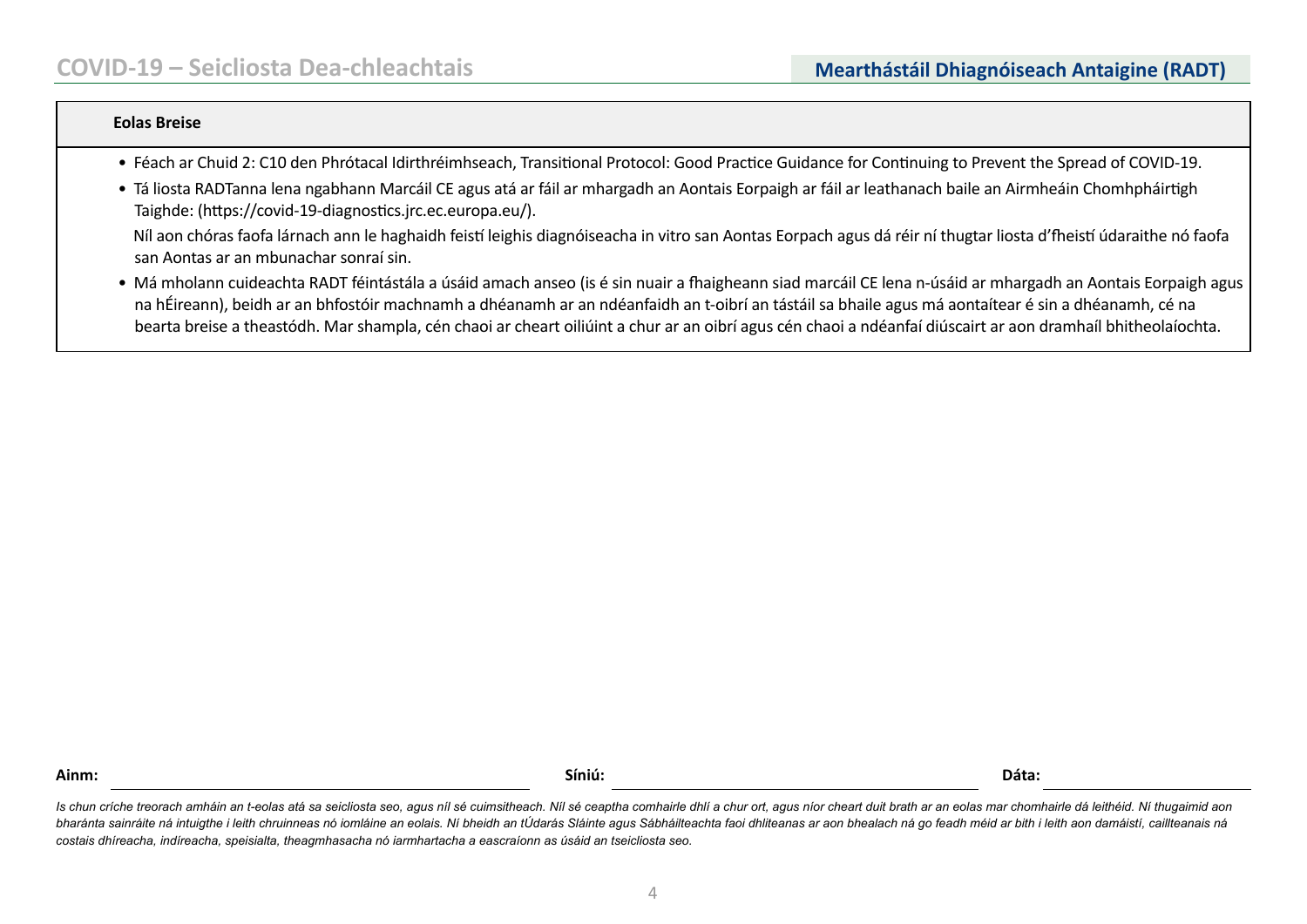**Eolas Breise**

- Féach ar Chuid 2: C10 den Phrótacal Idirthréimhseach, Transitional Protocol: Good Practice Guidance for Continuing to Prevent the Spread of COVID-19.
- Tá liosta RADTanna lena ngabhann Marcáil CE agus atá ar fáil ar mhargadh an Aontais Eorpaigh ar fáil ar leathanach baile an Airmheáin Chomhpháirtigh Taighde: (https://covid-19-diagnostics.jrc.ec.europa.eu/).

  Níl aon chóras faofa lárnach ann le haghaidh feistí leighis diagnóiseacha in vitro san Aontas Eorpach agus dá réir ní thugtar liosta d'fheistí údaraithe nó faofa san Aontas ar an mbunachar sonraí sin.
- Má mholann cuideachta RADT féintástála a úsáid amach anseo (is é sin nuair a fhaigheann siad marcáil CE lena n-úsáid ar mhargadh an Aontais Eorpaigh agus na hÉireann), beidh ar an bhfostóir machnamh a dhéanamh ar an ndéanfaidh an t-oibrí an tástáil sa bhaile agus má aontaítear é sin a dhéanamh, cé na bearta breise a theastódh. Mar shampla, cén chaoi ar cheart oiliúint a chur ar an oibrí agus cén chaoi a ndéanfaí diúscairt ar aon dramhaíl bhitheolaíochta.

**Ainm:** ______________________ **Síniú:** ______________________ **Dáta:** ______________________

*Is chun críche treorach amháin an t-eolas atá sa seicliosta seo, agus níl sé cuimsitheach. Níl sé ceaptha comhairle dhlí a chur ort, agus níor cheart duit brath ar an eolas mar chomhairle dá leithéid. Ní thugaimid aon bharánta sainráite ná intuigthe i leith chruinneas nó iomláine an eolais. Ní bheidh an tÚdarás Sláinte agus Sábháilteachta faoi dhliteanas ar aon bhealach ná go feadh méid ar bith i leith aon damáistí, caillteanais ná costais dhíreacha, indíreacha, speisialta, theagmhasacha nó iarmhartacha a eascraíonn as úsáid an tseicliosta seo.*